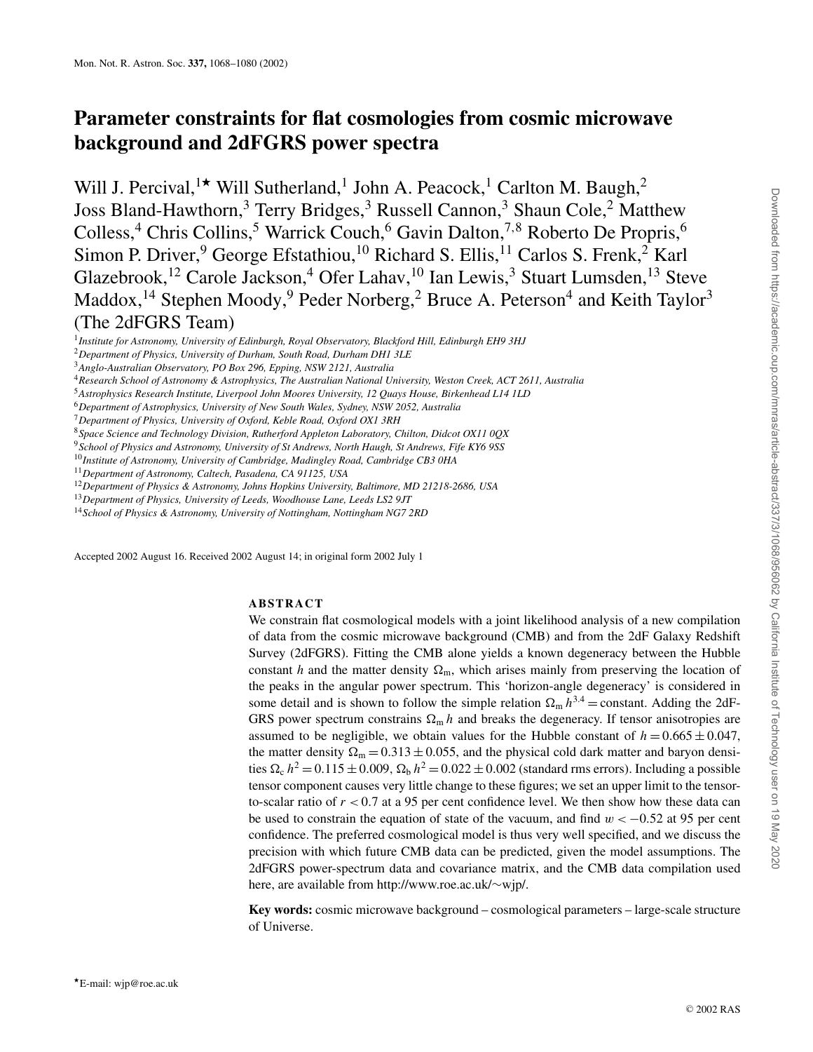# Parameter constraints for flat cosmologies from cosmic microwave background and 2dFGRS power spectra

Will J. Percival,[1★] Will Sutherland,[1] John A. Peacock,[1] Carlton M. Baugh,[2] Joss Bland-Hawthorn,[3] Terry Bridges,[3] Russell Cannon,[3] Shaun Cole,[2] Matthew Colless,[4] Chris Collins,[5] Warrick Couch,[6] Gavin Dalton,[7,8] Roberto De Propris,[6] Simon P. Driver,[9] George Efstathiou,[10] Richard S. Ellis,[11] Carlos S. Frenk,[2] Karl Glazebrook,[12] Carole Jackson,[4] Ofer Lahav,[10] Ian Lewis,[3] Stuart Lumsden,[13] Steve Maddox,[14] Stephen Moody,[9] Peder Norberg,[2] Bruce A. Peterson[4] and Keith Taylor[3] (The 2dFGRS Team)

[1]*Institute for Astronomy, University of Edinburgh, Royal Observatory, Blackford Hill, Edinburgh EH9 3HJ*
[2]*Department of Physics, University of Durham, South Road, Durham DH1 3LE*
[3]*Anglo-Australian Observatory, PO Box 296, Epping, NSW 2121, Australia*
[4]*Research School of Astronomy & Astrophysics, The Australian National University, Weston Creek, ACT 2611, Australia*
[5]*Astrophysics Research Institute, Liverpool John Moores University, 12 Quays House, Birkenhead L14 1LD*
[6]*Department of Astrophysics, University of New South Wales, Sydney, NSW 2052, Australia*
[7]*Department of Physics, University of Oxford, Keble Road, Oxford OX1 3RH*
[8]*Space Science and Technology Division, Rutherford Appleton Laboratory, Chilton, Didcot OX11 0QX*
[9]*School of Physics and Astronomy, University of St Andrews, North Haugh, St Andrews, Fife KY6 9SS*
[10]*Institute of Astronomy, University of Cambridge, Madingley Road, Cambridge CB3 0HA*
[11]*Department of Astronomy, Caltech, Pasadena, CA 91125, USA*
[12]*Department of Physics & Astronomy, Johns Hopkins University, Baltimore, MD 21218-2686, USA*
[13]*Department of Physics, University of Leeds, Woodhouse Lane, Leeds LS2 9JT*
[14]*School of Physics & Astronomy, University of Nottingham, Nottingham NG7 2RD*

Accepted 2002 August 16. Received 2002 August 14; in original form 2002 July 1

## ABSTRACT

We constrain flat cosmological models with a joint likelihood analysis of a new compilation of data from the cosmic microwave background (CMB) and from the 2dF Galaxy Redshift Survey (2dFGRS). Fitting the CMB alone yields a known degeneracy between the Hubble constant $h$ and the matter density $\Omega_m$, which arises mainly from preserving the location of the peaks in the angular power spectrum. This 'horizon-angle degeneracy' is considered in some detail and is shown to follow the simple relation $\Omega_m h^{3.4} = \text{constant}$. Adding the 2dFGRS power spectrum constrains $\Omega_m h$ and breaks the degeneracy. If tensor anisotropies are assumed to be negligible, we obtain values for the Hubble constant of $h = 0.665 \pm 0.047$, the matter density $\Omega_m = 0.313 \pm 0.055$, and the physical cold dark matter and baryon densities $\Omega_c h^2 = 0.115 \pm 0.009$, $\Omega_b h^2 = 0.022 \pm 0.002$ (standard rms errors). Including a possible tensor component causes very little change to these figures; we set an upper limit to the tensor-to-scalar ratio of $r < 0.7$ at a 95 per cent confidence level. We then show how these data can be used to constrain the equation of state of the vacuum, and find $w < -0.52$ at 95 per cent confidence. The preferred cosmological model is thus very well specified, and we discuss the precision with which future CMB data can be predicted, given the model assumptions. The 2dFGRS power-spectrum data and covariance matrix, and the CMB data compilation used here, are available from http://www.roe.ac.uk/~wjp/.

**Key words:** cosmic microwave background – cosmological parameters – large-scale structure of Universe.

★E-mail: wjp@roe.ac.uk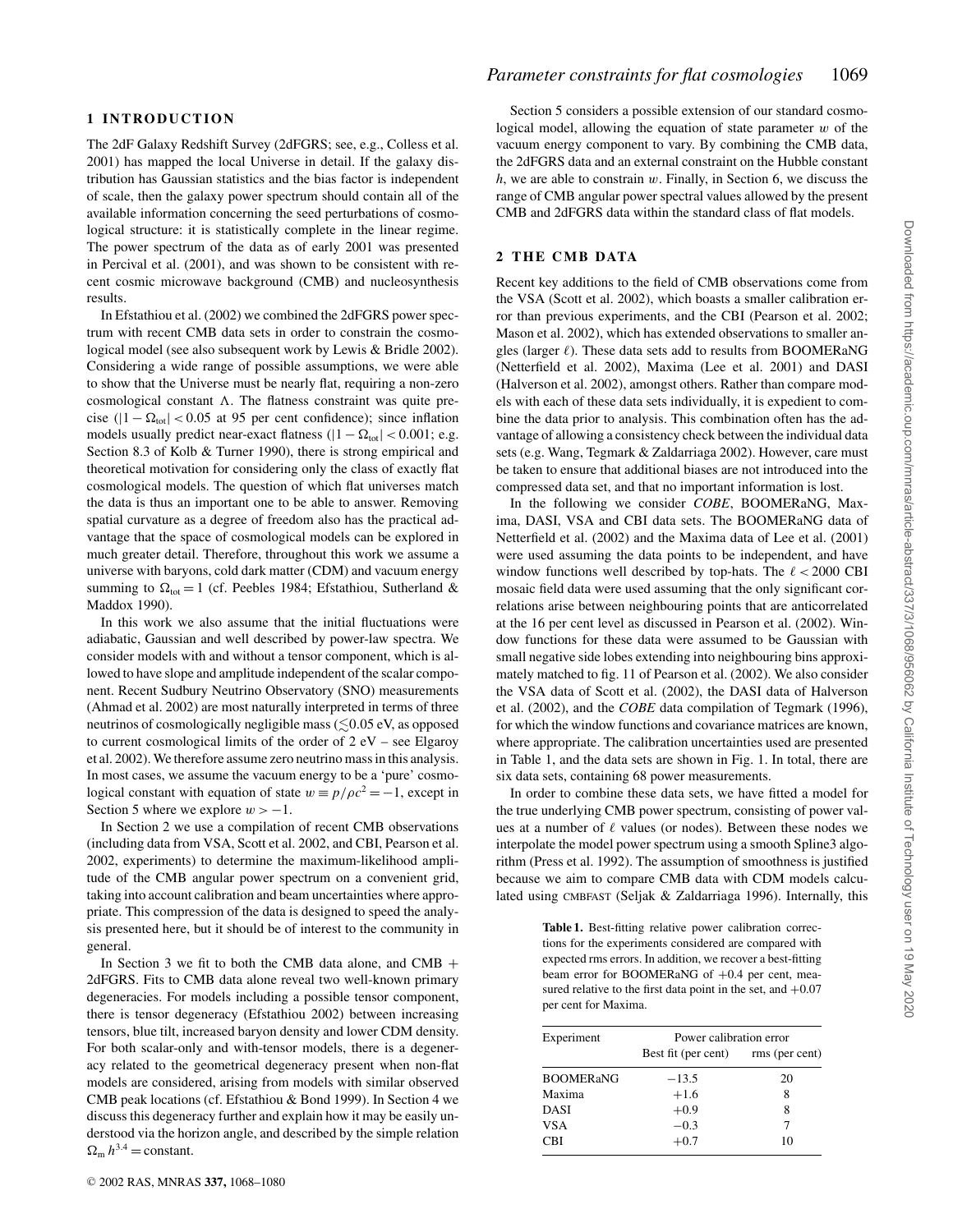## 1 INTRODUCTION

The 2dF Galaxy Redshift Survey (2dFGRS; see, e.g., Colless et al. 2001) has mapped the local Universe in detail. If the galaxy distribution has Gaussian statistics and the bias factor is independent of scale, then the galaxy power spectrum should contain all of the available information concerning the seed perturbations of cosmological structure: it is statistically complete in the linear regime. The power spectrum of the data as of early 2001 was presented in Percival et al. (2001), and was shown to be consistent with recent cosmic microwave background (CMB) and nucleosynthesis results.

In Efstathiou et al. (2002) we combined the 2dFGRS power spectrum with recent CMB data sets in order to constrain the cosmological model (see also subsequent work by Lewis & Bridle 2002). Considering a wide range of possible assumptions, we were able to show that the Universe must be nearly flat, requiring a non-zero cosmological constant $\Lambda$. The flatness constraint was quite precise ($|1-\Omega_{\rm tot}| < 0.05$ at 95 per cent confidence); since inflation models usually predict near-exact flatness ($|1-\Omega_{\rm tot}| < 0.001$; e.g. Section 8.3 of Kolb & Turner 1990), there is strong empirical and theoretical motivation for considering only the class of exactly flat cosmological models. The question of which flat universes match the data is thus an important one to be able to answer. Removing spatial curvature as a degree of freedom also has the practical advantage that the space of cosmological models can be explored in much greater detail. Therefore, throughout this work we assume a universe with baryons, cold dark matter (CDM) and vacuum energy summing to $\Omega_{\rm tot} = 1$ (cf. Peebles 1984; Efstathiou, Sutherland & Maddox 1990).

In this work we also assume that the initial fluctuations were adiabatic, Gaussian and well described by power-law spectra. We consider models with and without a tensor component, which is allowed to have slope and amplitude independent of the scalar component. Recent Sudbury Neutrino Observatory (SNO) measurements (Ahmad et al. 2002) are most naturally interpreted in terms of three neutrinos of cosmologically negligible mass ($\lesssim$0.05 eV, as opposed to current cosmological limits of the order of 2 eV – see Elgaroy et al. 2002). We therefore assume zero neutrino mass in this analysis. In most cases, we assume the vacuum energy to be a 'pure' cosmological constant with equation of state $w \equiv p/\rho c^2 = -1$, except in Section 5 where we explore $w > -1$.

In Section 2 we use a compilation of recent CMB observations (including data from VSA, Scott et al. 2002, and CBI, Pearson et al. 2002, experiments) to determine the maximum-likelihood amplitude of the CMB angular power spectrum on a convenient grid, taking into account calibration and beam uncertainties where appropriate. This compression of the data is designed to speed the analysis presented here, but it should be of interest to the community in general.

In Section 3 we fit to both the CMB data alone, and CMB + 2dFGRS. Fits to CMB data alone reveal two well-known primary degeneracies. For models including a possible tensor component, there is tensor degeneracy (Efstathiou 2002) between increasing tensors, blue tilt, increased baryon density and lower CDM density. For both scalar-only and with-tensor models, there is a degeneracy related to the geometrical degeneracy present when non-flat models are considered, arising from models with similar observed CMB peak locations (cf. Efstathiou & Bond 1999). In Section 4 we discuss this degeneracy further and explain how it may be easily understood via the horizon angle, and described by the simple relation $\Omega_{\rm m}\, h^{3.4} = $ constant.

Section 5 considers a possible extension of our standard cosmological model, allowing the equation of state parameter $w$ of the vacuum energy component to vary. By combining the CMB data, the 2dFGRS data and an external constraint on the Hubble constant $h$, we are able to constrain $w$. Finally, in Section 6, we discuss the range of CMB angular power spectral values allowed by the present CMB and 2dFGRS data within the standard class of flat models.

## 2 THE CMB DATA

Recent key additions to the field of CMB observations come from the VSA (Scott et al. 2002), which boasts a smaller calibration error than previous experiments, and the CBI (Pearson et al. 2002; Mason et al. 2002), which has extended observations to smaller angles (larger $\ell$). These data sets add to results from BOOMERaNG (Netterfield et al. 2002), Maxima (Lee et al. 2001) and DASI (Halverson et al. 2002), amongst others. Rather than compare models with each of these data sets individually, it is expedient to combine the data prior to analysis. This combination often has the advantage of allowing a consistency check between the individual data sets (e.g. Wang, Tegmark & Zaldarriaga 2002). However, care must be taken to ensure that additional biases are not introduced into the compressed data set, and that no important information is lost.

In the following we consider *COBE*, BOOMERaNG, Maxima, DASI, VSA and CBI data sets. The BOOMERaNG data of Netterfield et al. (2002) and the Maxima data of Lee et al. (2001) were used assuming the data points to be independent, and have window functions well described by top-hats. The $\ell < 2000$ CBI mosaic field data were used assuming that the only significant correlations arise between neighbouring points that are anticorrelated at the 16 per cent level as discussed in Pearson et al. (2002). Window functions for these data were assumed to be Gaussian with small negative side lobes extending into neighbouring bins approximately matched to fig. 11 of Pearson et al. (2002). We also consider the VSA data of Scott et al. (2002), the DASI data of Halverson et al. (2002), and the *COBE* data compilation of Tegmark (1996), for which the window functions and covariance matrices are known, where appropriate. The calibration uncertainties used are presented in Table 1, and the data sets are shown in Fig. 1. In total, there are six data sets, containing 68 power measurements.

In order to combine these data sets, we have fitted a model for the true underlying CMB power spectrum, consisting of power values at a number of $\ell$ values (or nodes). Between these nodes we interpolate the model power spectrum using a smooth Spline3 algorithm (Press et al. 1992). The assumption of smoothness is justified because we aim to compare CMB data with CDM models calculated using CMBFAST (Seljak & Zaldarriaga 1996). Internally, this

**Table 1.** Best-fitting relative power calibration corrections for the experiments considered are compared with expected rms errors. In addition, we recover a best-fitting beam error for BOOMERaNG of +0.4 per cent, measured relative to the first data point in the set, and +0.07 per cent for Maxima.

| Experiment | Power calibration error | |
|---|---|---|
| | Best fit (per cent) | rms (per cent) |
| BOOMERaNG | −13.5 | 20 |
| Maxima | +1.6 | 8 |
| DASI | +0.9 | 8 |
| VSA | −0.3 | 7 |
| CBI | +0.7 | 10 |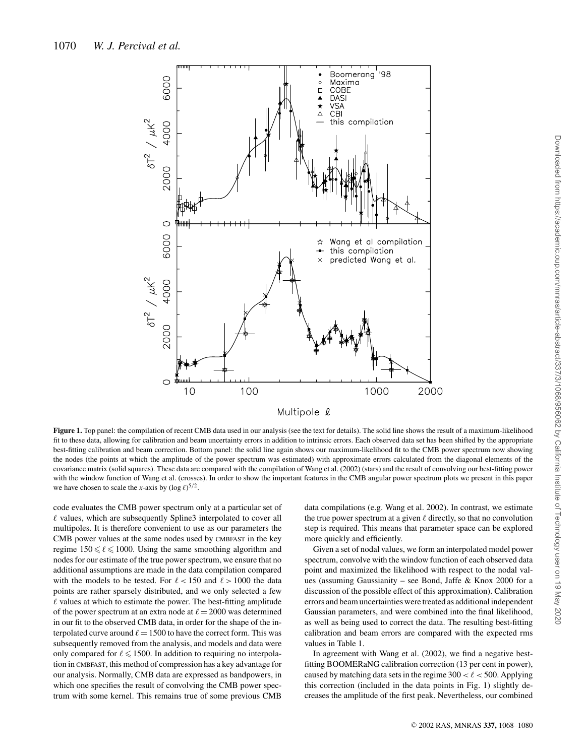**Figure 1.** Top panel: the compilation of recent CMB data used in our analysis (see the text for details). The solid line shows the result of a maximum-likelihood fit to these data, allowing for calibration and beam uncertainty errors in addition to intrinsic errors. Each observed data set has been shifted by the appropriate best-fitting calibration and beam correction. Bottom panel: the solid line again shows our maximum-likelihood fit to the CMB power spectrum now showing the nodes (the points at which the amplitude of the power spectrum was estimated) with approximate errors calculated from the diagonal elements of the covariance matrix (solid squares). These data are compared with the compilation of Wang et al. (2002) (stars) and the result of convolving our best-fitting power with the window function of Wang et al. (crosses). In order to show the important features in the CMB angular power spectrum plots we present in this paper we have chosen to scale the $x$-axis by $(\log \ell)^{5/2}$.

code evaluates the CMB power spectrum only at a particular set of $\ell$ values, which are subsequently Spline3 interpolated to cover all multipoles. It is therefore convenient to use as our parameters the CMB power values at the same nodes used by CMBFAST in the key regime $150 \leqslant \ell \leqslant 1000$. Using the same smoothing algorithm and nodes for our estimate of the true power spectrum, we ensure that no additional assumptions are made in the data compilation compared with the models to be tested. For $\ell < 150$ and $\ell > 1000$ the data points are rather sparsely distributed, and we only selected a few $\ell$ values at which to estimate the power. The best-fitting amplitude of the power spectrum at an extra node at $\ell = 2000$ was determined in our fit to the observed CMB data, in order for the shape of the interpolated curve around $\ell = 1500$ to have the correct form. This was subsequently removed from the analysis, and models and data were only compared for $\ell \leqslant 1500$. In addition to requiring no interpolation in CMBFAST, this method of compression has a key advantage for our analysis. Normally, CMB data are expressed as bandpowers, in which one specifies the result of convolving the CMB power spectrum with some kernel. This remains true of some previous CMB data compilations (e.g. Wang et al. 2002). In contrast, we estimate the true power spectrum at a given $\ell$ directly, so that no convolution step is required. This means that parameter space can be explored more quickly and efficiently.

Given a set of nodal values, we form an interpolated model power spectrum, convolve with the window function of each observed data point and maximized the likelihood with respect to the nodal values (assuming Gaussianity – see Bond, Jaffe & Knox 2000 for a discussion of the possible effect of this approximation). Calibration errors and beam uncertainties were treated as additional independent Gaussian parameters, and were combined into the final likelihood, as well as being used to correct the data. The resulting best-fitting calibration and beam errors are compared with the expected rms values in Table 1.

In agreement with Wang et al. (2002), we find a negative best-fitting BOOMERaNG calibration correction (13 per cent in power), caused by matching data sets in the regime $300 < \ell < 500$. Applying this correction (included in the data points in Fig. 1) slightly decreases the amplitude of the first peak. Nevertheless, our combined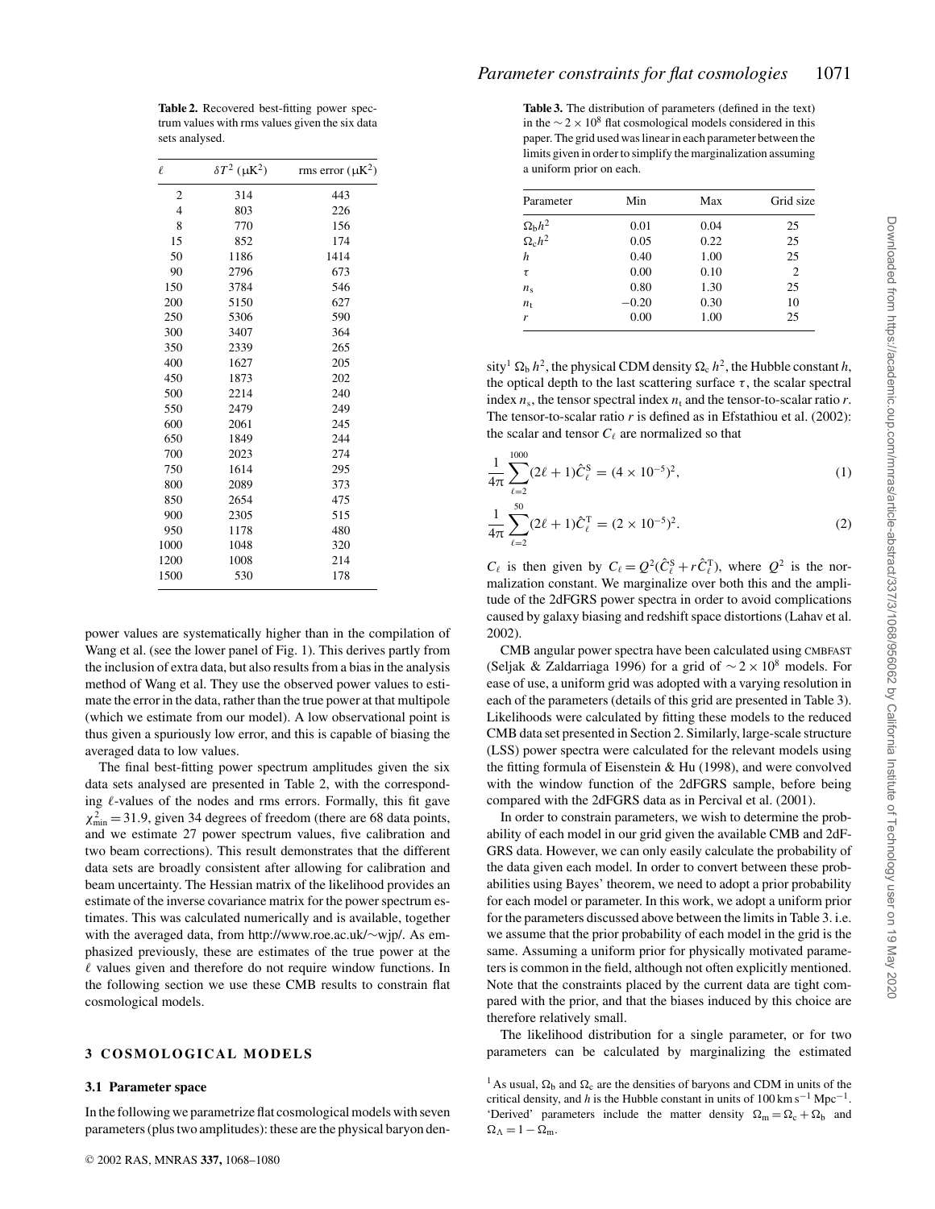**Table 2.** Recovered best-fitting power spectrum values with rms values given the six data sets analysed.

| $\ell$ | $\delta T^2$ ($\mu$K$^2$) | rms error ($\mu$K$^2$) |
|---|---|---|
| 2 | 314 | 443 |
| 4 | 803 | 226 |
| 8 | 770 | 156 |
| 15 | 852 | 174 |
| 50 | 1186 | 1414 |
| 90 | 2796 | 673 |
| 150 | 3784 | 546 |
| 200 | 5150 | 627 |
| 250 | 5306 | 590 |
| 300 | 3407 | 364 |
| 350 | 2339 | 265 |
| 400 | 1627 | 205 |
| 450 | 1873 | 202 |
| 500 | 2214 | 240 |
| 550 | 2479 | 249 |
| 600 | 2061 | 245 |
| 650 | 1849 | 244 |
| 700 | 2023 | 274 |
| 750 | 1614 | 295 |
| 800 | 2089 | 373 |
| 850 | 2654 | 475 |
| 900 | 2305 | 515 |
| 950 | 1178 | 480 |
| 1000 | 1048 | 320 |
| 1200 | 1008 | 214 |
| 1500 | 530 | 178 |

power values are systematically higher than in the compilation of Wang et al. (see the lower panel of Fig. 1). This derives partly from the inclusion of extra data, but also results from a bias in the analysis method of Wang et al. They use the observed power values to estimate the error in the data, rather than the true power at that multipole (which we estimate from our model). A low observational point is thus given a spuriously low error, and this is capable of biasing the averaged data to low values.

The final best-fitting power spectrum amplitudes given the six data sets analysed are presented in Table 2, with the corresponding $\ell$-values of the nodes and rms errors. Formally, this fit gave $\chi^2_{\rm min} = 31.9$, given 34 degrees of freedom (there are 68 data points, and we estimate 27 power spectrum values, five calibration and two beam corrections). This result demonstrates that the different data sets are broadly consistent after allowing for calibration and beam uncertainty. The Hessian matrix of the likelihood provides an estimate of the inverse covariance matrix for the power spectrum estimates. This was calculated numerically and is available, together with the averaged data, from http://www.roe.ac.uk/~wjp/. As emphasized previously, these are estimates of the true power at the $\ell$ values given and therefore do not require window functions. In the following section we use these CMB results to constrain flat cosmological models.

## 3 COSMOLOGICAL MODELS

### 3.1 Parameter space

In the following we parametrize flat cosmological models with seven parameters (plus two amplitudes): these are the physical baryon density[1] $\Omega_{\rm b}\,h^2$, the physical CDM density $\Omega_{\rm c}\,h^2$, the Hubble constant $h$, the optical depth to the last scattering surface $\tau$, the scalar spectral index $n_{\rm s}$, the tensor spectral index $n_{\rm t}$ and the tensor-to-scalar ratio $r$. The tensor-to-scalar ratio $r$ is defined as in Efstathiou et al. (2002): the scalar and tensor $C_\ell$ are normalized so that

**Table 3.** The distribution of parameters (defined in the text) in the $\sim 2 \times 10^8$ flat cosmological models considered in this paper. The grid used was linear in each parameter between the limits given in order to simplify the marginalization assuming a uniform prior on each.

| Parameter | Min | Max | Grid size |
|---|---|---|---|
| $\Omega_{\rm b}h^2$ | 0.01 | 0.04 | 25 |
| $\Omega_{\rm c}h^2$ | 0.05 | 0.22 | 25 |
| $h$ | 0.40 | 1.00 | 25 |
| $\tau$ | 0.00 | 0.10 | 2 |
| $n_{\rm s}$ | 0.80 | 1.30 | 25 |
| $n_{\rm t}$ | $-0.20$ | 0.30 | 10 |
| $r$ | 0.00 | 1.00 | 25 |

$$\frac{1}{4\pi}\sum_{\ell=2}^{1000}(2\ell+1)\hat{C}_\ell^{\rm S} = (4\times10^{-5})^2, \tag{1}$$

$$\frac{1}{4\pi}\sum_{\ell=2}^{50}(2\ell+1)\hat{C}_\ell^{\rm T} = (2\times10^{-5})^2. \tag{2}$$

$C_\ell$ is then given by $C_\ell = Q^2(\hat{C}_\ell^{\rm S} + r\hat{C}_\ell^{\rm T})$, where $Q^2$ is the normalization constant. We marginalize over both this and the amplitude of the 2dFGRS power spectra in order to avoid complications caused by galaxy biasing and redshift space distortions (Lahav et al. 2002).

CMB angular power spectra have been calculated using CMBFAST (Seljak & Zaldarriaga 1996) for a grid of $\sim 2 \times 10^8$ models. For ease of use, a uniform grid was adopted with a varying resolution in each of the parameters (details of this grid are presented in Table 3). Likelihoods were calculated by fitting these models to the reduced CMB data set presented in Section 2. Similarly, large-scale structure (LSS) power spectra were calculated for the relevant models using the fitting formula of Eisenstein & Hu (1998), and were convolved with the window function of the 2dFGRS sample, before being compared with the 2dFGRS data as in Percival et al. (2001).

In order to constrain parameters, we wish to determine the probability of each model in our grid given the available CMB and 2dFGRS data. However, we can only easily calculate the probability of the data given each model. In order to convert between these probabilities using Bayes' theorem, we need to adopt a prior probability for each model or parameter. In this work, we adopt a uniform prior for the parameters discussed above between the limits in Table 3. i.e. we assume that the prior probability of each model in the grid is the same. Assuming a uniform prior for physically motivated parameters is common in the field, although not often explicitly mentioned. Note that the constraints placed by the current data are tight compared with the prior, and that the biases induced by this choice are therefore relatively small.

The likelihood distribution for a single parameter, or for two parameters can be calculated by marginalizing the estimated

[1] As usual, $\Omega_{\rm b}$ and $\Omega_{\rm c}$ are the densities of baryons and CDM in units of the critical density, and $h$ is the Hubble constant in units of $100\,{\rm km\,s^{-1}\,Mpc^{-1}}$. 'Derived' parameters include the matter density $\Omega_{\rm m} = \Omega_{\rm c} + \Omega_{\rm b}$ and $\Omega_\Lambda = 1 - \Omega_{\rm m}$.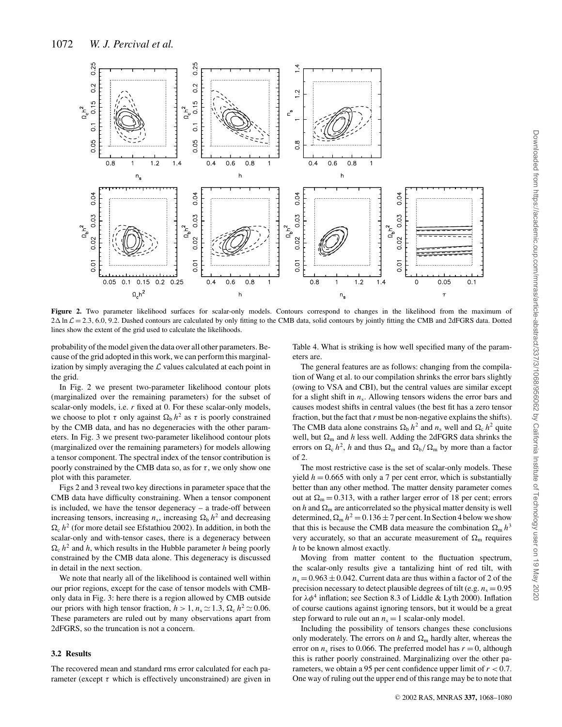**Figure 2.** Two parameter likelihood surfaces for scalar-only models. Contours correspond to changes in the likelihood from the maximum of $2\Delta \ln \mathcal{L} = 2.3, 6.0, 9.2$. Dashed contours are calculated by only fitting to the CMB data, solid contours by jointly fitting the CMB and 2dFGRS data. Dotted lines show the extent of the grid used to calculate the likelihoods.

probability of the model given the data over all other parameters. Because of the grid adopted in this work, we can perform this marginalization by simply averaging the $\mathcal{L}$ values calculated at each point in the grid.

In Fig. 2 we present two-parameter likelihood contour plots (marginalized over the remaining parameters) for the subset of scalar-only models, i.e. $r$ fixed at 0. For these scalar-only models, we choose to plot $\tau$ only against $\Omega_b h^2$ as $\tau$ is poorly constrained by the CMB data, and has no degeneracies with the other parameters. In Fig. 3 we present two-parameter likelihood contour plots (marginalized over the remaining parameters) for models allowing a tensor component. The spectral index of the tensor contribution is poorly constrained by the CMB data so, as for $\tau$, we only show one plot with this parameter.

Figs 2 and 3 reveal two key directions in parameter space that the CMB data have difficulty constraining. When a tensor component is included, we have the tensor degeneracy – a trade-off between increasing tensors, increasing $n_s$, increasing $\Omega_b h^2$ and decreasing $\Omega_c h^2$ (for more detail see Efstathiou 2002). In addition, in both the scalar-only and with-tensor cases, there is a degeneracy between $\Omega_c h^2$ and $h$, which results in the Hubble parameter $h$ being poorly constrained by the CMB data alone. This degeneracy is discussed in detail in the next section.

We note that nearly all of the likelihood is contained well within our prior regions, except for the case of tensor models with CMB-only data in Fig. 3: here there is a region allowed by CMB outside our priors with high tensor fraction, $h > 1$, $n_s \simeq 1.3$, $\Omega_c h^2 \simeq 0.06$. These parameters are ruled out by many observations apart from 2dFGRS, so the truncation is not a concern.

### 3.2 Results

The recovered mean and standard rms error calculated for each parameter (except $\tau$ which is effectively unconstrained) are given in Table 4. What is striking is how well specified many of the parameters are.

The general features are as follows: changing from the compilation of Wang et al. to our compilation shrinks the error bars slightly (owing to VSA and CBI), but the central values are similar except for a slight shift in $n_s$. Allowing tensors widens the error bars and causes modest shifts in central values (the best fit has a zero tensor fraction, but the fact that $r$ must be non-negative explains the shifts). The CMB data alone constrains $\Omega_b h^2$ and $n_s$ well and $\Omega_c h^2$ quite well, but $\Omega_m$ and $h$ less well. Adding the 2dFGRS data shrinks the errors on $\Omega_c h^2$, $h$ and thus $\Omega_m$ and $\Omega_b/\Omega_m$ by more than a factor of 2.

The most restrictive case is the set of scalar-only models. These yield $h = 0.665$ with only a 7 per cent error, which is substantially better than any other method. The matter density parameter comes out at $\Omega_m = 0.313$, with a rather larger error of 18 per cent; errors on $h$ and $\Omega_m$ are anticorrelated so the physical matter density is well determined, $\Omega_m h^2 = 0.136 \pm 7$ per cent. In Section 4 below we show that this is because the CMB data measure the combination $\Omega_m h^3$ very accurately, so that an accurate measurement of $\Omega_m$ requires $h$ to be known almost exactly.

Moving from matter content to the fluctuation spectrum, the scalar-only results give a tantalizing hint of red tilt, with $n_s = 0.963 \pm 0.042$. Current data are thus within a factor of 2 of the precision necessary to detect plausible degrees of tilt (e.g. $n_s = 0.95$ for $\lambda\phi^4$ inflation; see Section 8.3 of Liddle & Lyth 2000). Inflation of course cautions against ignoring tensors, but it would be a great step forward to rule out an $n_s = 1$ scalar-only model.

Including the possibility of tensors changes these conclusions only moderately. The errors on $h$ and $\Omega_m$ hardly alter, whereas the error on $n_s$ rises to 0.066. The preferred model has $r = 0$, although this is rather poorly constrained. Marginalizing over the other parameters, we obtain a 95 per cent confidence upper limit of $r < 0.7$. One way of ruling out the upper end of this range may be to note that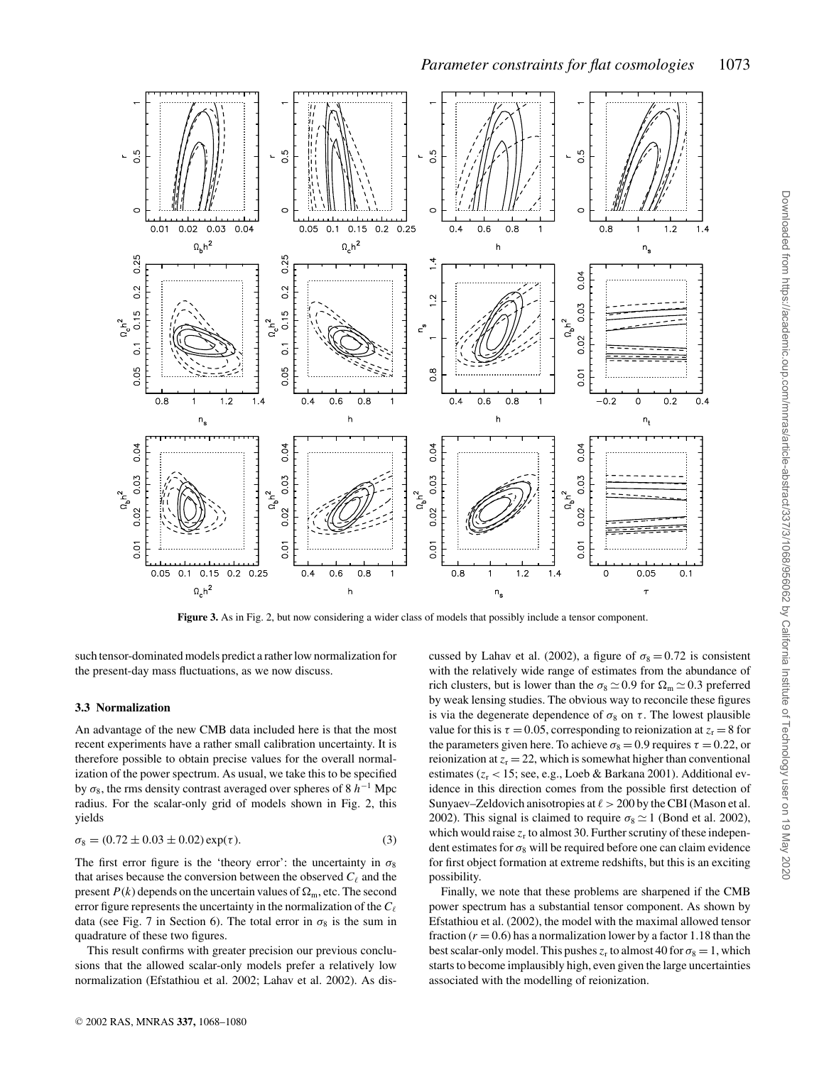**Figure 3.** As in Fig. 2, but now considering a wider class of models that possibly include a tensor component.

such tensor-dominated models predict a rather low normalization for the present-day mass fluctuations, as we now discuss.

### 3.3 Normalization

An advantage of the new CMB data included here is that the most recent experiments have a rather small calibration uncertainty. It is therefore possible to obtain precise values for the overall normalization of the power spectrum. As usual, we take this to be specified by $\sigma_8$, the rms density contrast averaged over spheres of $8\,h^{-1}$ Mpc radius. For the scalar-only grid of models shown in Fig. 2, this yields

$$\sigma_8 = (0.72 \pm 0.03 \pm 0.02)\exp(\tau). \tag{3}$$

The first error figure is the 'theory error': the uncertainty in $\sigma_8$ that arises because the conversion between the observed $C_\ell$ and the present $P(k)$ depends on the uncertain values of $\Omega_{\rm m}$, etc. The second error figure represents the uncertainty in the normalization of the $C_\ell$ data (see Fig. 7 in Section 6). The total error in $\sigma_8$ is the sum in quadrature of these two figures.

This result confirms with greater precision our previous conclusions that the allowed scalar-only models prefer a relatively low normalization (Efstathiou et al. 2002; Lahav et al. 2002). As discussed by Lahav et al. (2002), a figure of $\sigma_8 = 0.72$ is consistent with the relatively wide range of estimates from the abundance of rich clusters, but is lower than the $\sigma_8 \simeq 0.9$ for $\Omega_{\rm m} \simeq 0.3$ preferred by weak lensing studies. The obvious way to reconcile these figures is via the degenerate dependence of $\sigma_8$ on $\tau$. The lowest plausible value for this is $\tau = 0.05$, corresponding to reionization at $z_{\rm r} = 8$ for the parameters given here. To achieve $\sigma_8 = 0.9$ requires $\tau = 0.22$, or reionization at $z_{\rm r} = 22$, which is somewhat higher than conventional estimates ($z_{\rm r} < 15$; see, e.g., Loeb & Barkana 2001). Additional evidence in this direction comes from the possible first detection of Sunyaev–Zeldovich anisotropies at $\ell > 200$ by the CBI (Mason et al. 2002). This signal is claimed to require $\sigma_8 \simeq 1$ (Bond et al. 2002), which would raise $z_{\rm r}$ to almost 30. Further scrutiny of these independent estimates for $\sigma_8$ will be required before one can claim evidence for first object formation at extreme redshifts, but this is an exciting possibility.

Finally, we note that these problems are sharpened if the CMB power spectrum has a substantial tensor component. As shown by Efstathiou et al. (2002), the model with the maximal allowed tensor fraction ($r = 0.6$) has a normalization lower by a factor 1.18 than the best scalar-only model. This pushes $z_{\rm r}$ to almost 40 for $\sigma_8 = 1$, which starts to become implausibly high, even given the large uncertainties associated with the modelling of reionization.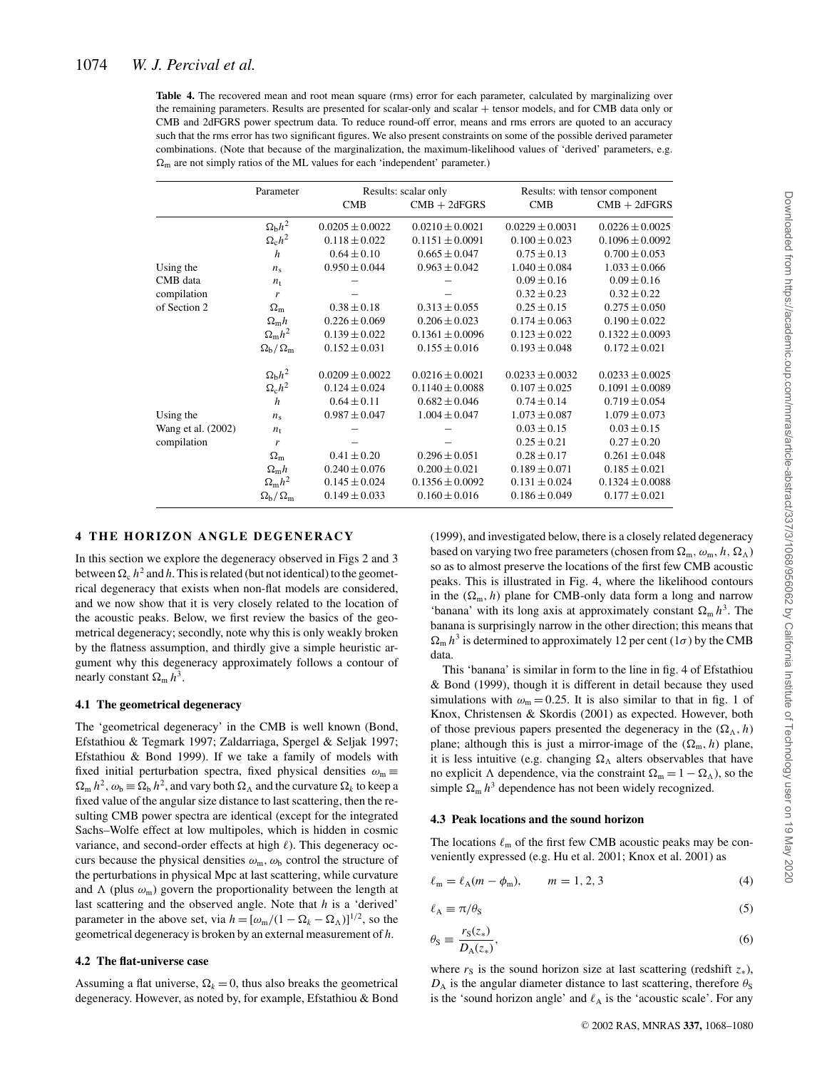**Table 4.** The recovered mean and root mean square (rms) error for each parameter, calculated by marginalizing over the remaining parameters. Results are presented for scalar-only and scalar + tensor models, and for CMB data only or CMB and 2dFGRS power spectrum data. To reduce round-off error, means and rms errors are quoted to an accuracy such that the rms error has two significant figures. We also present constraints on some of the possible derived parameter combinations. (Note that because of the marginalization, the maximum-likelihood values of 'derived' parameters, e.g. $\Omega_m$ are not simply ratios of the ML values for each 'independent' parameter.)

| | Parameter | Results: scalar only | | Results: with tensor component | |
|---|---|---|---|---|---|
| | | CMB | CMB + 2dFGRS | CMB | CMB + 2dFGRS |
| Using the CMB data compilation of Section 2 | $\Omega_b h^2$ | $0.0205 \pm 0.0022$ | $0.0210 \pm 0.0021$ | $0.0229 \pm 0.0031$ | $0.0226 \pm 0.0025$ |
| | $\Omega_c h^2$ | $0.118 \pm 0.022$ | $0.1151 \pm 0.0091$ | $0.100 \pm 0.023$ | $0.1096 \pm 0.0092$ |
| | $h$ | $0.64 \pm 0.10$ | $0.665 \pm 0.047$ | $0.75 \pm 0.13$ | $0.700 \pm 0.053$ |
| | $n_s$ | $0.950 \pm 0.044$ | $0.963 \pm 0.042$ | $1.040 \pm 0.084$ | $1.033 \pm 0.066$ |
| | $n_t$ | – | – | $0.09 \pm 0.16$ | $0.09 \pm 0.16$ |
| | $r$ | – | – | $0.32 \pm 0.23$ | $0.32 \pm 0.22$ |
| | $\Omega_m$ | $0.38 \pm 0.18$ | $0.313 \pm 0.055$ | $0.25 \pm 0.15$ | $0.275 \pm 0.050$ |
| | $\Omega_m h$ | $0.226 \pm 0.069$ | $0.206 \pm 0.023$ | $0.174 \pm 0.063$ | $0.190 \pm 0.022$ |
| | $\Omega_m h^2$ | $0.139 \pm 0.022$ | $0.1361 \pm 0.0096$ | $0.123 \pm 0.022$ | $0.1322 \pm 0.0093$ |
| | $\Omega_b/\Omega_m$ | $0.152 \pm 0.031$ | $0.155 \pm 0.016$ | $0.193 \pm 0.048$ | $0.172 \pm 0.021$ |
| Using the Wang et al. (2002) compilation | $\Omega_b h^2$ | $0.0209 \pm 0.0022$ | $0.0216 \pm 0.0021$ | $0.0233 \pm 0.0032$ | $0.0233 \pm 0.0025$ |
| | $\Omega_c h^2$ | $0.124 \pm 0.024$ | $0.1140 \pm 0.0088$ | $0.107 \pm 0.025$ | $0.1091 \pm 0.0089$ |
| | $h$ | $0.64 \pm 0.11$ | $0.682 \pm 0.046$ | $0.74 \pm 0.14$ | $0.719 \pm 0.054$ |
| | $n_s$ | $0.987 \pm 0.047$ | $1.004 \pm 0.047$ | $1.073 \pm 0.087$ | $1.079 \pm 0.073$ |
| | $n_t$ | – | – | $0.03 \pm 0.15$ | $0.03 \pm 0.15$ |
| | $r$ | – | – | $0.25 \pm 0.21$ | $0.27 \pm 0.20$ |
| | $\Omega_m$ | $0.41 \pm 0.20$ | $0.296 \pm 0.051$ | $0.28 \pm 0.17$ | $0.261 \pm 0.048$ |
| | $\Omega_m h$ | $0.240 \pm 0.076$ | $0.200 \pm 0.021$ | $0.189 \pm 0.071$ | $0.185 \pm 0.021$ |
| | $\Omega_m h^2$ | $0.145 \pm 0.024$ | $0.1356 \pm 0.0092$ | $0.131 \pm 0.024$ | $0.1324 \pm 0.0088$ |
| | $\Omega_b/\Omega_m$ | $0.149 \pm 0.033$ | $0.160 \pm 0.016$ | $0.186 \pm 0.049$ | $0.177 \pm 0.021$ |

## 4 THE HORIZON ANGLE DEGENERACY

In this section we explore the degeneracy observed in Figs 2 and 3 between $\Omega_c h^2$ and $h$. This is related (but not identical) to the geometrical degeneracy that exists when non-flat models are considered, and we now show that it is very closely related to the location of the acoustic peaks. Below, we first review the basics of the geometrical degeneracy; secondly, note why this is only weakly broken by the flatness assumption, and thirdly give a simple heuristic argument why this degeneracy approximately follows a contour of nearly constant $\Omega_m h^3$.

### 4.1 The geometrical degeneracy

The 'geometrical degeneracy' in the CMB is well known (Bond, Efstathiou & Tegmark 1997; Zaldarriaga, Spergel & Seljak 1997; Efstathiou & Bond 1999). If we take a family of models with fixed initial perturbation spectra, fixed physical densities $\omega_m \equiv \Omega_m h^2$, $\omega_b \equiv \Omega_b h^2$, and vary both $\Omega_\Lambda$ and the curvature $\Omega_k$ to keep a fixed value of the angular size distance to last scattering, then the resulting CMB power spectra are identical (except for the integrated Sachs–Wolfe effect at low multipoles, which is hidden in cosmic variance, and second-order effects at high $\ell$). This degeneracy occurs because the physical densities $\omega_m$, $\omega_b$ control the structure of the perturbations in physical Mpc at last scattering, while curvature and $\Lambda$ (plus $\omega_m$) govern the proportionality between the length at last scattering and the observed angle. Note that $h$ is a 'derived' parameter in the above set, via $h = [\omega_m/(1 - \Omega_k - \Omega_\Lambda)]^{1/2}$, so the geometrical degeneracy is broken by an external measurement of $h$.

### 4.2 The flat-universe case

Assuming a flat universe, $\Omega_k = 0$, thus also breaks the geometrical degeneracy. However, as noted by, for example, Efstathiou & Bond (1999), and investigated below, there is a closely related degeneracy based on varying two free parameters (chosen from $\Omega_m$, $\omega_m$, $h$, $\Omega_\Lambda$) so as to almost preserve the locations of the first few CMB acoustic peaks. This is illustrated in Fig. 4, where the likelihood contours in the ($\Omega_m$, $h$) plane for CMB-only data form a long and narrow 'banana' with its long axis at approximately constant $\Omega_m h^3$. The banana is surprisingly narrow in the other direction; this means that $\Omega_m h^3$ is determined to approximately 12 per cent ($1\sigma$) by the CMB data.

This 'banana' is similar in form to the line in fig. 4 of Efstathiou & Bond (1999), though it is different in detail because they used simulations with $\omega_m = 0.25$. It is also similar to that in fig. 1 of Knox, Christensen & Skordis (2001) as expected. However, both of those previous papers presented the degeneracy in the ($\Omega_\Lambda$, $h$) plane; although this is just a mirror-image of the ($\Omega_m$, $h$) plane, it is less intuitive (e.g. changing $\Omega_\Lambda$ alters observables that have no explicit $\Lambda$ dependence, via the constraint $\Omega_m = 1 - \Omega_\Lambda$), so the simple $\Omega_m h^3$ dependence has not been widely recognized.

### 4.3 Peak locations and the sound horizon

The locations $\ell_m$ of the first few CMB acoustic peaks may be conveniently expressed (e.g. Hu et al. 2001; Knox et al. 2001) as

$$\ell_m = \ell_A(m - \phi_m), \qquad m = 1, 2, 3 \tag{4}$$

$$\ell_A \equiv \pi/\theta_S \tag{5}$$

$$\theta_S \equiv \frac{r_S(z_*)}{D_A(z_*)}, \tag{6}$$

where $r_S$ is the sound horizon size at last scattering (redshift $z_*$), $D_A$ is the angular diameter distance to last scattering, therefore $\theta_S$ is the 'sound horizon angle' and $\ell_A$ is the 'acoustic scale'. For any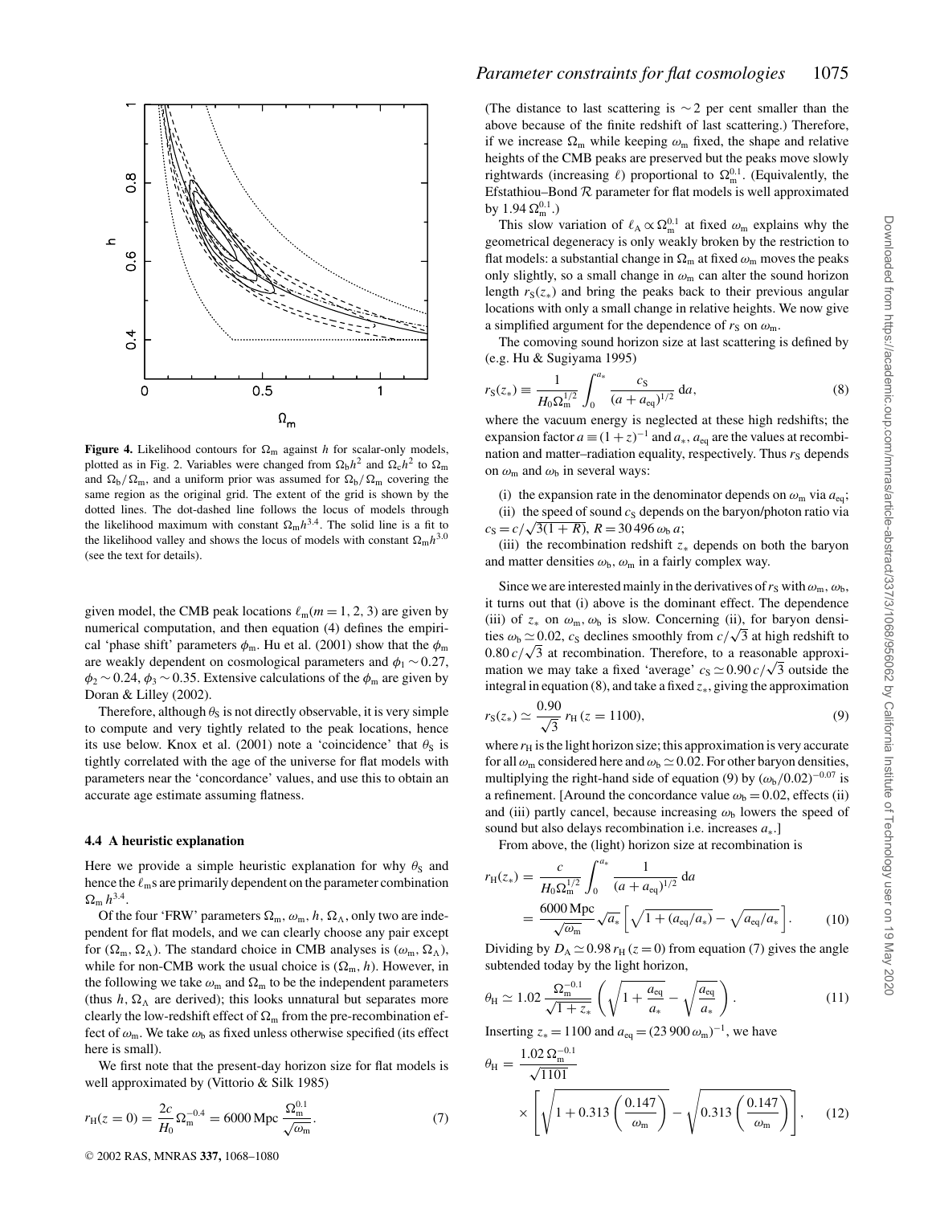**Figure 4.** Likelihood contours for $\Omega_m$ against $h$ for scalar-only models, plotted as in Fig. 2. Variables were changed from $\Omega_b h^2$ and $\Omega_c h^2$ to $\Omega_m$ and $\Omega_b/\Omega_m$, and a uniform prior was assumed for $\Omega_b/\Omega_m$ covering the same region as the original grid. The extent of the grid is shown by the dotted lines. The dot-dashed line follows the locus of models through the likelihood maximum with constant $\Omega_m h^{3.4}$. The solid line is a fit to the likelihood valley and shows the locus of models with constant $\Omega_m h^{3.0}$ (see the text for details).

given model, the CMB peak locations $\ell_m (m = 1, 2, 3)$ are given by numerical computation, and then equation (4) defines the empirical 'phase shift' parameters $\phi_m$. Hu et al. (2001) show that the $\phi_m$ are weakly dependent on cosmological parameters and $\phi_1 \sim 0.27$, $\phi_2 \sim 0.24$, $\phi_3 \sim 0.35$. Extensive calculations of the $\phi_m$ are given by Doran & Lilley (2002).

Therefore, although $\theta_S$ is not directly observable, it is very simple to compute and very tightly related to the peak locations, hence its use below. Knox et al. (2001) note a 'coincidence' that $\theta_S$ is tightly correlated with the age of the universe for flat models with parameters near the 'concordance' values, and use this to obtain an accurate age estimate assuming flatness.

### 4.4 A heuristic explanation

Here we provide a simple heuristic explanation for why $\theta_S$ and hence the $\ell_m$s are primarily dependent on the parameter combination $\Omega_m h^{3.4}$.

Of the four 'FRW' parameters $\Omega_m$, $\omega_m$, $h$, $\Omega_\Lambda$, only two are independent for flat models, and we can clearly choose any pair except for $(\Omega_m, \Omega_\Lambda)$. The standard choice in CMB analyses is $(\omega_m, \Omega_\Lambda)$, while for non-CMB work the usual choice is $(\Omega_m, h)$. However, in the following we take $\omega_m$ and $\Omega_m$ to be the independent parameters (thus $h$, $\Omega_\Lambda$ are derived); this looks unnatural but separates more clearly the low-redshift effect of $\Omega_m$ from the pre-recombination effect of $\omega_m$. We take $\omega_b$ as fixed unless otherwise specified (its effect here is small).

We first note that the present-day horizon size for flat models is well approximated by (Vittorio & Silk 1985)

$$r_H(z=0) = \frac{2c}{H_0}\Omega_m^{-0.4} = 6000\,\mathrm{Mpc}\,\frac{\Omega_m^{0.1}}{\sqrt{\omega_m}}. \tag{7}$$

(The distance to last scattering is $\sim 2$ per cent smaller than the above because of the finite redshift of last scattering.) Therefore, if we increase $\Omega_m$ while keeping $\omega_m$ fixed, the shape and relative heights of the CMB peaks are preserved but the peaks move slowly rightwards (increasing $\ell$) proportional to $\Omega_m^{0.1}$. (Equivalently, the Efstathiou–Bond $\mathcal{R}$ parameter for flat models is well approximated by $1.94\,\Omega_m^{0.1}$.)

This slow variation of $\ell_A \propto \Omega_m^{0.1}$ at fixed $\omega_m$ explains why the geometrical degeneracy is only weakly broken by the restriction to flat models: a substantial change in $\Omega_m$ at fixed $\omega_m$ moves the peaks only slightly, so a small change in $\omega_m$ can alter the sound horizon length $r_S(z_*)$ and bring the peaks back to their previous angular locations with only a small change in relative heights. We now give a simplified argument for the dependence of $r_S$ on $\omega_m$.

The comoving sound horizon size at last scattering is defined by (e.g. Hu & Sugiyama 1995)

$$r_S(z_*) \equiv \frac{1}{H_0 \Omega_m^{1/2}} \int_0^{a_*} \frac{c_S}{(a + a_{eq})^{1/2}}\,\mathrm{d}a, \tag{8}$$

where the vacuum energy is neglected at these high redshifts; the expansion factor $a \equiv (1+z)^{-1}$ and $a_*$, $a_{eq}$ are the values at recombination and matter–radiation equality, respectively. Thus $r_S$ depends on $\omega_m$ and $\omega_b$ in several ways:

(i) the expansion rate in the denominator depends on $\omega_m$ via $a_{eq}$;

(ii) the speed of sound $c_S$ depends on the baryon/photon ratio via $c_S = c/\sqrt{3(1+R)}$, $R = 30\,496\,\omega_b\,a$;

(iii) the recombination redshift $z_*$ depends on both the baryon and matter densities $\omega_b$, $\omega_m$ in a fairly complex way.

Since we are interested mainly in the derivatives of $r_S$ with $\omega_m$, $\omega_b$, it turns out that (i) above is the dominant effect. The dependence (iii) of $z_*$ on $\omega_m$, $\omega_b$ is slow. Concerning (ii), for baryon densities $\omega_b \simeq 0.02$, $c_S$ declines smoothly from $c/\sqrt{3}$ at high redshift to $0.80\,c/\sqrt{3}$ at recombination. Therefore, to a reasonable approximation we may take a fixed 'average' $c_S \simeq 0.90\,c/\sqrt{3}$ outside the integral in equation (8), and take a fixed $z_*$, giving the approximation

$$r_S(z_*) \simeq \frac{0.90}{\sqrt{3}}\, r_H\,(z = 1100), \tag{9}$$

where $r_H$ is the light horizon size; this approximation is very accurate for all $\omega_m$ considered here and $\omega_b \simeq 0.02$. For other baryon densities, multiplying the right-hand side of equation (9) by $(\omega_b/0.02)^{-0.07}$ is a refinement. [Around the concordance value $\omega_b = 0.02$, effects (ii) and (iii) partly cancel, because increasing $\omega_b$ lowers the speed of sound but also delays recombination i.e. increases $a_*$.]

From above, the (light) horizon size at recombination is

$$\begin{aligned} r_H(z_*) &= \frac{c}{H_0 \Omega_m^{1/2}} \int_0^{a_*} \frac{1}{(a + a_{eq})^{1/2}}\,\mathrm{d}a \\ &= \frac{6000\,\mathrm{Mpc}}{\sqrt{\omega_m}} \sqrt{a_*}\left[\sqrt{1 + (a_{eq}/a_*)} - \sqrt{a_{eq}/a_*}\right]. \end{aligned} \tag{10}$$

Dividing by $D_A \simeq 0.98\, r_H\,(z = 0)$ from equation (7) gives the angle subtended today by the light horizon,

$$\theta_H \simeq 1.02\,\frac{\Omega_m^{-0.1}}{\sqrt{1 + z_*}}\left(\sqrt{1 + \frac{a_{eq}}{a_*}} - \sqrt{\frac{a_{eq}}{a_*}}\right). \tag{11}$$

Inserting $z_* = 1100$ and $a_{eq} = (23\,900\,\omega_m)^{-1}$, we have

$$\theta_H = \frac{1.02\,\Omega_m^{-0.1}}{\sqrt{1101}} \times \left[\sqrt{1 + 0.313\left(\frac{0.147}{\omega_m}\right)} - \sqrt{0.313\left(\frac{0.147}{\omega_m}\right)}\right], \tag{12}$$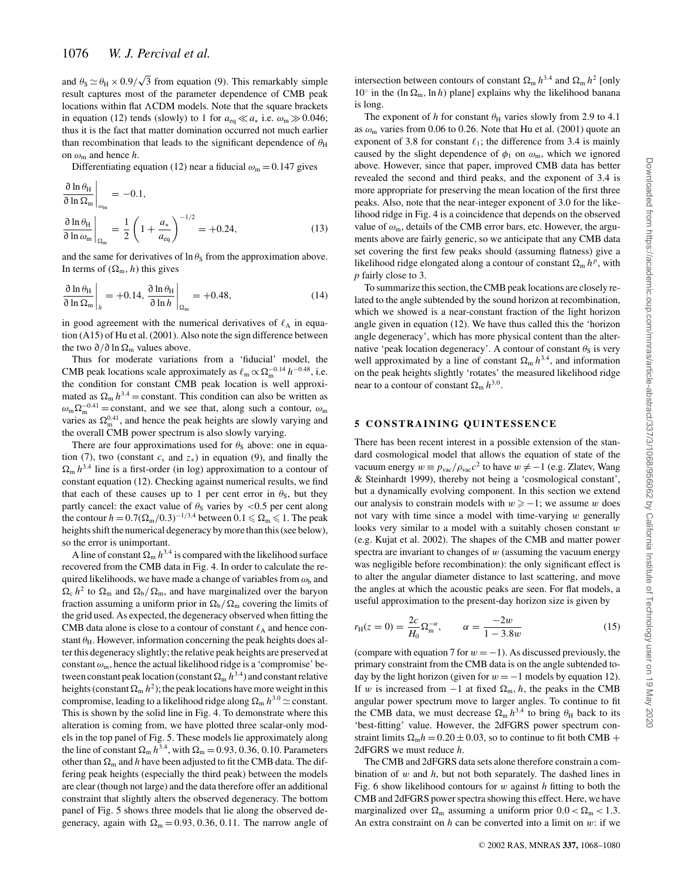and $\theta_S \simeq \theta_H \times 0.9/\sqrt{3}$ from equation (9). This remarkably simple result captures most of the parameter dependence of CMB peak locations within flat ΛCDM models. Note that the square brackets in equation (12) tends (slowly) to 1 for $a_{eq} \ll a_*$ i.e. $\omega_m \gg 0.046$; thus it is the fact that matter domination occurred not much earlier than recombination that leads to the significant dependence of $\theta_H$ on $\omega_m$ and hence $h$.

Differentiating equation (12) near a fiducial $\omega_m = 0.147$ gives

$$\left.\frac{\partial \ln \theta_H}{\partial \ln \Omega_m}\right|_{\omega_m} = -0.1,$$

$$\left.\frac{\partial \ln \theta_H}{\partial \ln \omega_m}\right|_{\Omega_m} = \frac{1}{2}\left(1 + \frac{a_*}{a_{eq}}\right)^{-1/2} = +0.24, \tag{13}$$

and the same for derivatives of $\ln \theta_S$ from the approximation above. In terms of $(\Omega_m, h)$ this gives

$$\left.\frac{\partial \ln \theta_H}{\partial \ln \Omega_m}\right|_{h} = +0.14, \left.\frac{\partial \ln \theta_H}{\partial \ln h}\right|_{\Omega_m} = +0.48, \tag{14}$$

in good agreement with the numerical derivatives of $\ell_A$ in equation (A15) of Hu et al. (2001). Also note the sign difference between the two $\partial/\partial \ln \Omega_m$ values above.

Thus for moderate variations from a 'fiducial' model, the CMB peak locations scale approximately as $\ell_m \propto \Omega_m^{-0.14} h^{-0.48}$, i.e. the condition for constant CMB peak location is well approximated as $\Omega_m h^{3.4} =$ constant. This condition can also be written as $\omega_m \Omega_m^{-0.41} =$ constant, and we see that, along such a contour, $\omega_m$ varies as $\Omega_m^{0.41}$, and hence the peak heights are slowly varying and the overall CMB power spectrum is also slowly varying.

There are four approximations used for $\theta_S$ above: one in equation (7), two (constant $c_s$ and $z_*$) in equation (9), and finally the $\Omega_m h^{3.4}$ line is a first-order (in log) approximation to a contour of constant equation (12). Checking against numerical results, we find that each of these causes up to 1 per cent error in $\theta_S$, but they partly cancel: the exact value of $\theta_S$ varies by <0.5 per cent along the contour $h = 0.7(\Omega_m/0.3)^{-1/3.4}$ between $0.1 \leqslant \Omega_m \leqslant 1$. The peak heights shift the numerical degeneracy by more than this (see below), so the error is unimportant.

A line of constant $\Omega_m h^{3.4}$ is compared with the likelihood surface recovered from the CMB data in Fig. 4. In order to calculate the required likelihoods, we have made a change of variables from $\omega_b$ and $\Omega_c h^2$ to $\Omega_m$ and $\Omega_b/\Omega_m$, and have marginalized over the baryon fraction assuming a uniform prior in $\Omega_b/\Omega_m$ covering the limits of the grid used. As expected, the degeneracy observed when fitting the CMB data alone is close to a contour of constant $\ell_A$ and hence constant $\theta_H$. However, information concerning the peak heights does alter this degeneracy slightly; the relative peak heights are preserved at constant $\omega_m$, hence the actual likelihood ridge is a 'compromise' between constant peak location (constant $\Omega_m h^{3.4}$) and constant relative heights (constant $\Omega_m h^2$); the peak locations have more weight in this compromise, leading to a likelihood ridge along $\Omega_m h^{3.0} \simeq$ constant. This is shown by the solid line in Fig. 4. To demonstrate where this alteration is coming from, we have plotted three scalar-only models in the top panel of Fig. 5. These models lie approximately along the line of constant $\Omega_m h^{3.4}$, with $\Omega_m = 0.93, 0.36, 0.10$. Parameters other than $\Omega_m$ and $h$ have been adjusted to fit the CMB data. The differing peak heights (especially the third peak) between the models are clear (though not large) and the data therefore offer an additional constraint that slightly alters the observed degeneracy. The bottom panel of Fig. 5 shows three models that lie along the observed degeneracy, again with $\Omega_m = 0.93, 0.36, 0.11$. The narrow angle of intersection between contours of constant $\Omega_m h^{3.4}$ and $\Omega_m h^2$ [only 10° in the ($\ln \Omega_m$, $\ln h$) plane] explains why the likelihood banana is long.

The exponent of $h$ for constant $\theta_H$ varies slowly from 2.9 to 4.1 as $\omega_m$ varies from 0.06 to 0.26. Note that Hu et al. (2001) quote an exponent of 3.8 for constant $\ell_1$; the difference from 3.4 is mainly caused by the slight dependence of $\phi_1$ on $\omega_m$, which we ignored above. However, since that paper, improved CMB data has better revealed the second and third peaks, and the exponent of 3.4 is more appropriate for preserving the mean location of the first three peaks. Also, note that the near-integer exponent of 3.0 for the likelihood ridge in Fig. 4 is a coincidence that depends on the observed value of $\omega_m$, details of the CMB error bars, etc. However, the arguments above are fairly generic, so we anticipate that any CMB data set covering the first few peaks should (assuming flatness) give a likelihood ridge elongated along a contour of constant $\Omega_m h^p$, with $p$ fairly close to 3.

To summarize this section, the CMB peak locations are closely related to the angle subtended by the sound horizon at recombination, which we showed is a near-constant fraction of the light horizon angle given in equation (12). We have thus called this the 'horizon angle degeneracy', which has more physical content than the alternative 'peak location degeneracy'. A contour of constant $\theta_S$ is very well approximated by a line of constant $\Omega_m h^{3.4}$, and information on the peak heights slightly 'rotates' the measured likelihood ridge near to a contour of constant $\Omega_m h^{3.0}$.

## 5 CONSTRAINING QUINTESSENCE

There has been recent interest in a possible extension of the standard cosmological model that allows the equation of state of the vacuum energy $w \equiv p_{vac}/\rho_{vac}c^2$ to have $w \neq -1$ (e.g. Zlatev, Wang & Steinhardt 1999), thereby not being a 'cosmological constant', but a dynamically evolving component. In this section we extend our analysis to constrain models with $w \geqslant -1$; we assume $w$ does not vary with time since a model with time-varying $w$ generally looks very similar to a model with a suitably chosen constant $w$ (e.g. Kujat et al. 2002). The shapes of the CMB and matter power spectra are invariant to changes of $w$ (assuming the vacuum energy was negligible before recombination): the only significant effect is to alter the angular diameter distance to last scattering, and move the angles at which the acoustic peaks are seen. For flat models, a useful approximation to the present-day horizon size is given by

$$r_H(z=0) = \frac{2c}{H_0}\Omega_m^{-\alpha}, \qquad \alpha = \frac{-2w}{1-3.8w} \tag{15}$$

(compare with equation 7 for $w = -1$). As discussed previously, the primary constraint from the CMB data is on the angle subtended today by the light horizon (given for $w = -1$ models by equation 12). If $w$ is increased from $-1$ at fixed $\Omega_m$, $h$, the peaks in the CMB angular power spectrum move to larger angles. To continue to fit the CMB data, we must decrease $\Omega_m h^{3.4}$ to bring $\theta_H$ back to its 'best-fitting' value. However, the 2dFGRS power spectrum constraint limits $\Omega_m h = 0.20 \pm 0.03$, so to continue to fit both CMB + 2dFGRS we must reduce $h$.

The CMB and 2dFGRS data sets alone therefore constrain a combination of $w$ and $h$, but not both separately. The dashed lines in Fig. 6 show likelihood contours for $w$ against $h$ fitting to both the CMB and 2dFGRS power spectra showing this effect. Here, we have marginalized over $\Omega_m$ assuming a uniform prior $0.0 < \Omega_m < 1.3$. An extra constraint on $h$ can be converted into a limit on $w$: if we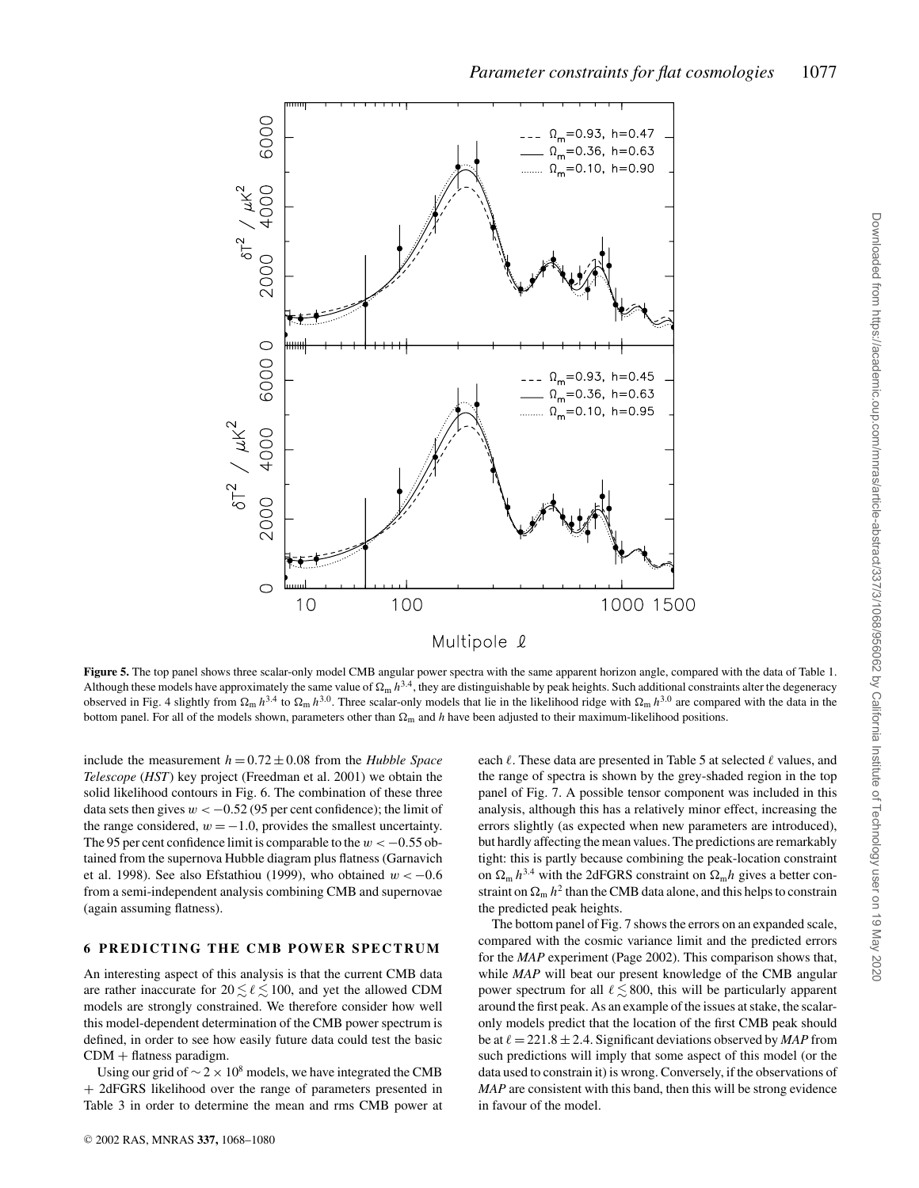**Figure 5.** The top panel shows three scalar-only model CMB angular power spectra with the same apparent horizon angle, compared with the data of Table 1. Although these models have approximately the same value of $\Omega_m h^{3.4}$, they are distinguishable by peak heights. Such additional constraints alter the degeneracy observed in Fig. 4 slightly from $\Omega_m h^{3.4}$ to $\Omega_m h^{3.0}$. Three scalar-only models that lie in the likelihood ridge with $\Omega_m h^{3.0}$ are compared with the data in the bottom panel. For all of the models shown, parameters other than $\Omega_m$ and $h$ have been adjusted to their maximum-likelihood positions.

include the measurement $h = 0.72 \pm 0.08$ from the *Hubble Space Telescope* (*HST*) key project (Freedman et al. 2001) we obtain the solid likelihood contours in Fig. 6. The combination of these three data sets then gives $w < -0.52$ (95 per cent confidence); the limit of the range considered, $w = -1.0$, provides the smallest uncertainty. The 95 per cent confidence limit is comparable to the $w < -0.55$ obtained from the supernova Hubble diagram plus flatness (Garnavich et al. 1998). See also Efstathiou (1999), who obtained $w < -0.6$ from a semi-independent analysis combining CMB and supernovae (again assuming flatness).

## 6 PREDICTING THE CMB POWER SPECTRUM

An interesting aspect of this analysis is that the current CMB data are rather inaccurate for $20 \lesssim \ell \lesssim 100$, and yet the allowed CDM models are strongly constrained. We therefore consider how well this model-dependent determination of the CMB power spectrum is defined, in order to see how easily future data could test the basic CDM + flatness paradigm.

Using our grid of $\sim 2 \times 10^8$ models, we have integrated the CMB + 2dFGRS likelihood over the range of parameters presented in Table 3 in order to determine the mean and rms CMB power at each $\ell$. These data are presented in Table 5 at selected $\ell$ values, and the range of spectra is shown by the grey-shaded region in the top panel of Fig. 7. A possible tensor component was included in this analysis, although this has a relatively minor effect, increasing the errors slightly (as expected when new parameters are introduced), but hardly affecting the mean values. The predictions are remarkably tight: this is partly because combining the peak-location constraint on $\Omega_m h^{3.4}$ with the 2dFGRS constraint on $\Omega_m h$ gives a better constraint on $\Omega_m h^2$ than the CMB data alone, and this helps to constrain the predicted peak heights.

The bottom panel of Fig. 7 shows the errors on an expanded scale, compared with the cosmic variance limit and the predicted errors for the *MAP* experiment (Page 2002). This comparison shows that, while *MAP* will beat our present knowledge of the CMB angular power spectrum for all $\ell \lesssim 800$, this will be particularly apparent around the first peak. As an example of the issues at stake, the scalar-only models predict that the location of the first CMB peak should be at $\ell = 221.8 \pm 2.4$. Significant deviations observed by *MAP* from such predictions will imply that some aspect of this model (or the data used to constrain it) is wrong. Conversely, if the observations of *MAP* are consistent with this band, then this will be strong evidence in favour of the model.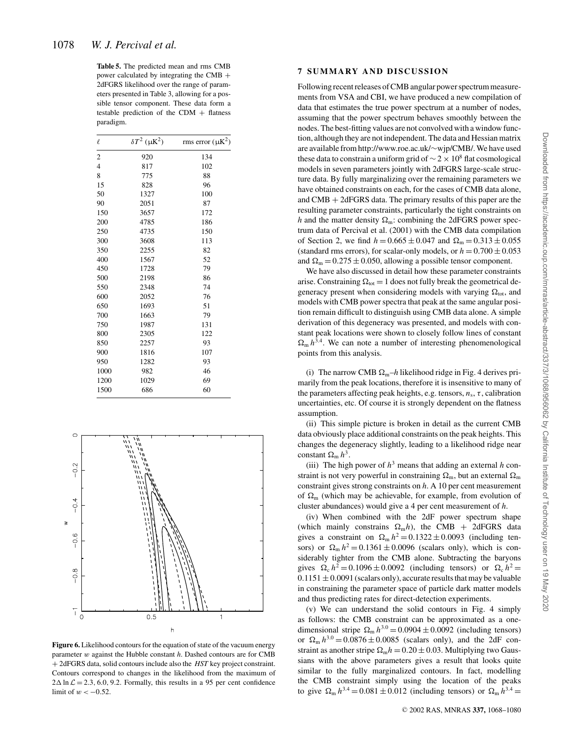**Table 5.** The predicted mean and rms CMB power calculated by integrating the CMB + 2dFGRS likelihood over the range of parameters presented in Table 3, allowing for a possible tensor component. These data form a testable prediction of the CDM + flatness paradigm.

| $\ell$ | $\delta T^2$ ($\mu K^2$) | rms error ($\mu K^2$) |
|---|---|---|
| 2 | 920 | 134 |
| 4 | 817 | 102 |
| 8 | 775 | 88 |
| 15 | 828 | 96 |
| 50 | 1327 | 100 |
| 90 | 2051 | 87 |
| 150 | 3657 | 172 |
| 200 | 4785 | 186 |
| 250 | 4735 | 150 |
| 300 | 3608 | 113 |
| 350 | 2255 | 82 |
| 400 | 1567 | 52 |
| 450 | 1728 | 79 |
| 500 | 2198 | 86 |
| 550 | 2348 | 74 |
| 600 | 2052 | 76 |
| 650 | 1693 | 51 |
| 700 | 1663 | 79 |
| 750 | 1987 | 131 |
| 800 | 2305 | 122 |
| 850 | 2257 | 93 |
| 900 | 1816 | 107 |
| 950 | 1282 | 93 |
| 1000 | 982 | 46 |
| 1200 | 1029 | 69 |
| 1500 | 686 | 60 |

**Figure 6.** Likelihood contours for the equation of state of the vacuum energy parameter $w$ against the Hubble constant $h$. Dashed contours are for CMB + 2dFGRS data, solid contours include also the *HST* key project constraint. Contours correspond to changes in the likelihood from the maximum of $2\Delta \ln \mathcal{L} = 2.3, 6.0, 9.2$. Formally, this results in a 95 per cent confidence limit of $w < -0.52$.

## 7 SUMMARY AND DISCUSSION

Following recent releases of CMB angular power spectrum measurements from VSA and CBI, we have produced a new compilation of data that estimates the true power spectrum at a number of nodes, assuming that the power spectrum behaves smoothly between the nodes. The best-fitting values are not convolved with a window function, although they are not independent. The data and Hessian matrix are available from http://www.roe.ac.uk/~wjp/CMB/. We have used these data to constrain a uniform grid of $\sim 2 \times 10^8$ flat cosmological models in seven parameters jointly with 2dFGRS large-scale structure data. By fully marginalizing over the remaining parameters we have obtained constraints on each, for the cases of CMB data alone, and CMB + 2dFGRS data. The primary results of this paper are the resulting parameter constraints, particularly the tight constraints on $h$ and the matter density $\Omega_m$: combining the 2dFGRS power spectrum data of Percival et al. (2001) with the CMB data compilation of Section 2, we find $h = 0.665 \pm 0.047$ and $\Omega_m = 0.313 \pm 0.055$ (standard rms errors), for scalar-only models, or $h = 0.700 \pm 0.053$ and $\Omega_m = 0.275 \pm 0.050$, allowing a possible tensor component.

We have also discussed in detail how these parameter constraints arise. Constraining $\Omega_{tot} = 1$ does not fully break the geometrical degeneracy present when considering models with varying $\Omega_{tot}$, and models with CMB power spectra that peak at the same angular position remain difficult to distinguish using CMB data alone. A simple derivation of this degeneracy was presented, and models with constant peak locations were shown to closely follow lines of constant $\Omega_m h^{3.4}$. We can note a number of interesting phenomenological points from this analysis.

(i) The narrow CMB $\Omega_m$–$h$ likelihood ridge in Fig. 4 derives primarily from the peak locations, therefore it is insensitive to many of the parameters affecting peak heights, e.g. tensors, $n_s$, $\tau$, calibration uncertainties, etc. Of course it is strongly dependent on the flatness assumption.

(ii) This simple picture is broken in detail as the current CMB data obviously place additional constraints on the peak heights. This changes the degeneracy slightly, leading to a likelihood ridge near constant $\Omega_m h^3$.

(iii) The high power of $h^3$ means that adding an external $h$ constraint is not very powerful in constraining $\Omega_m$, but an external $\Omega_m$ constraint gives strong constraints on $h$. A 10 per cent measurement of $\Omega_m$ (which may be achievable, for example, from evolution of cluster abundances) would give a 4 per cent measurement of $h$.

(iv) When combined with the 2dF power spectrum shape (which mainly constrains $\Omega_m h$), the CMB + 2dFGRS data gives a constraint on $\Omega_m h^2 = 0.1322 \pm 0.0093$ (including tensors) or $\Omega_m h^2 = 0.1361 \pm 0.0096$ (scalars only), which is considerably tighter from the CMB alone. Subtracting the baryons gives $\Omega_c h^2 = 0.1096 \pm 0.0092$ (including tensors) or $\Omega_c h^2 = 0.1151 \pm 0.0091$ (scalars only), accurate results that may be valuable in constraining the parameter space of particle dark matter models and thus predicting rates for direct-detection experiments.

(v) We can understand the solid contours in Fig. 4 simply as follows: the CMB constraint can be approximated as a one-dimensional stripe $\Omega_m h^{3.0} = 0.0904 \pm 0.0092$ (including tensors) or $\Omega_m h^{3.0} = 0.0876 \pm 0.0085$ (scalars only), and the 2dF constraint as another stripe $\Omega_m h = 0.20 \pm 0.03$. Multiplying two Gaussians with the above parameters gives a result that looks quite similar to the fully marginalized contours. In fact, modelling the CMB constraint simply using the location of the peaks to give $\Omega_m h^{3.4} = 0.081 \pm 0.012$ (including tensors) or $\Omega_m h^{3.4} =$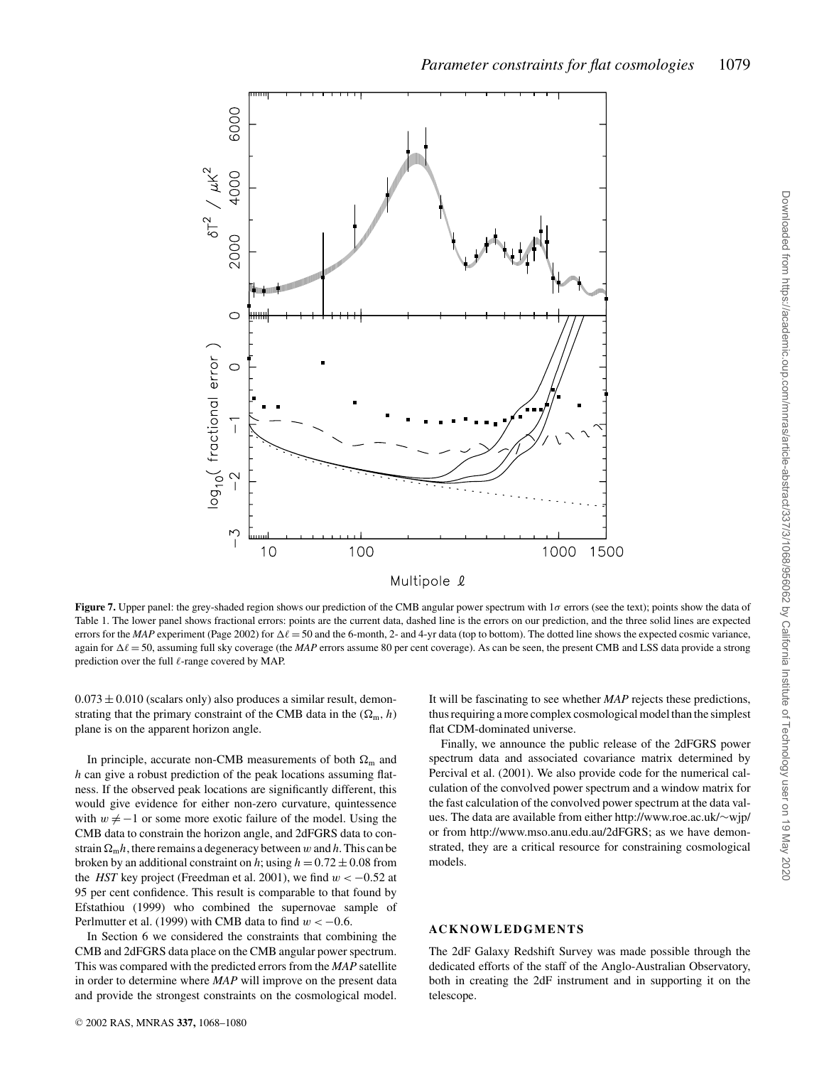**Figure 7.** Upper panel: the grey-shaded region shows our prediction of the CMB angular power spectrum with $1\sigma$ errors (see the text); points show the data of Table 1. The lower panel shows fractional errors: points are the current data, dashed line is the errors on our prediction, and the three solid lines are expected errors for the *MAP* experiment (Page 2002) for $\Delta\ell = 50$ and the 6-month, 2- and 4-yr data (top to bottom). The dotted line shows the expected cosmic variance, again for $\Delta\ell = 50$, assuming full sky coverage (the *MAP* errors assume 80 per cent coverage). As can be seen, the present CMB and LSS data provide a strong prediction over the full $\ell$-range covered by MAP.

$0.073 \pm 0.010$ (scalars only) also produces a similar result, demonstrating that the primary constraint of the CMB data in the ($\Omega_{\mathrm{m}}$, $h$) plane is on the apparent horizon angle.

In principle, accurate non-CMB measurements of both $\Omega_{\mathrm{m}}$ and $h$ can give a robust prediction of the peak locations assuming flatness. If the observed peak locations are significantly different, this would give evidence for either non-zero curvature, quintessence with $w \neq -1$ or some more exotic failure of the model. Using the CMB data to constrain the horizon angle, and 2dFGRS data to constrain $\Omega_{\mathrm{m}}h$, there remains a degeneracy between $w$ and $h$. This can be broken by an additional constraint on $h$; using $h = 0.72 \pm 0.08$ from the *HST* key project (Freedman et al. 2001), we find $w < -0.52$ at 95 per cent confidence. This result is comparable to that found by Efstathiou (1999) who combined the supernovae sample of Perlmutter et al. (1999) with CMB data to find $w < -0.6$.

In Section 6 we considered the constraints that combining the CMB and 2dFGRS data place on the CMB angular power spectrum. This was compared with the predicted errors from the *MAP* satellite in order to determine where *MAP* will improve on the present data and provide the strongest constraints on the cosmological model. It will be fascinating to see whether *MAP* rejects these predictions, thus requiring a more complex cosmological model than the simplest flat CDM-dominated universe.

Finally, we announce the public release of the 2dFGRS power spectrum data and associated covariance matrix determined by Percival et al. (2001). We also provide code for the numerical calculation of the convolved power spectrum and a window matrix for the fast calculation of the convolved power spectrum at the data values. The data are available from either http://www.roe.ac.uk/~wjp/ or from http://www.mso.anu.edu.au/2dFGRS; as we have demonstrated, they are a critical resource for constraining cosmological models.

## ACKNOWLEDGMENTS

The 2dF Galaxy Redshift Survey was made possible through the dedicated efforts of the staff of the Anglo-Australian Observatory, both in creating the 2dF instrument and in supporting it on the telescope.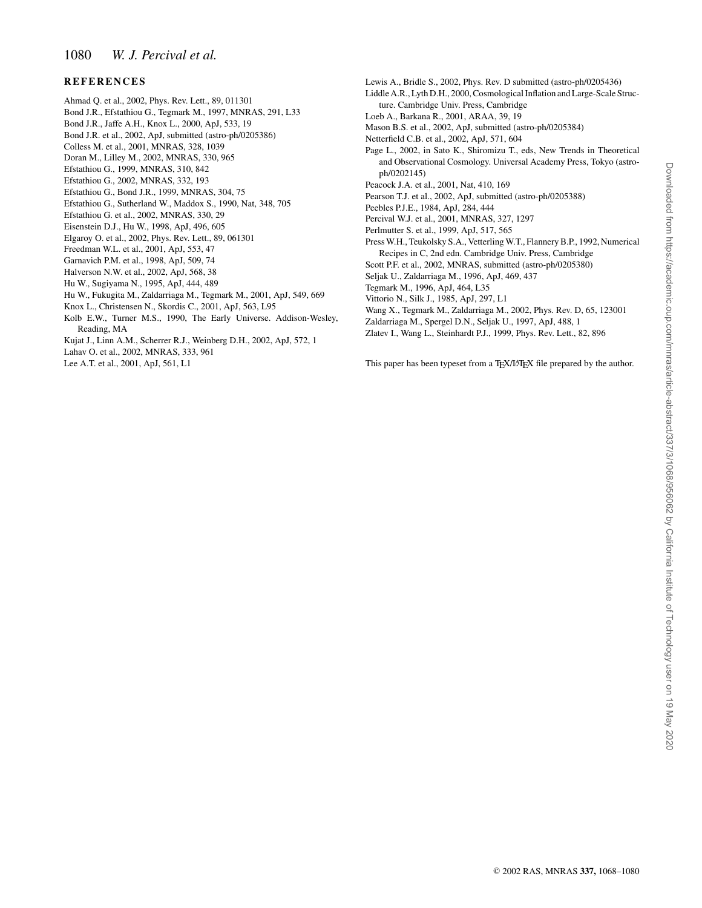## REFERENCES

Ahmad Q. et al., 2002, Phys. Rev. Lett., 89, 011301

Bond J.R., Efstathiou G., Tegmark M., 1997, MNRAS, 291, L33

Bond J.R., Jaffe A.H., Knox L., 2000, ApJ, 533, 19

Bond J.R. et al., 2002, ApJ, submitted (astro-ph/0205386)

Colless M. et al., 2001, MNRAS, 328, 1039

Doran M., Lilley M., 2002, MNRAS, 330, 965

Efstathiou G., 1999, MNRAS, 310, 842

Efstathiou G., 2002, MNRAS, 332, 193

Efstathiou G., Bond J.R., 1999, MNRAS, 304, 75

Efstathiou G., Sutherland W., Maddox S., 1990, Nat, 348, 705

Efstathiou G. et al., 2002, MNRAS, 330, 29

Eisenstein D.J., Hu W., 1998, ApJ, 496, 605

Elgaroy O. et al., 2002, Phys. Rev. Lett., 89, 061301

Freedman W.L. et al., 2001, ApJ, 553, 47

Garnavich P.M. et al., 1998, ApJ, 509, 74

Halverson N.W. et al., 2002, ApJ, 568, 38

Hu W., Sugiyama N., 1995, ApJ, 444, 489

Hu W., Fukugita M., Zaldarriaga M., Tegmark M., 2001, ApJ, 549, 669

Knox L., Christensen N., Skordis C., 2001, ApJ, 563, L95

Kolb E.W., Turner M.S., 1990, The Early Universe. Addison-Wesley, Reading, MA

Kujat J., Linn A.M., Scherrer R.J., Weinberg D.H., 2002, ApJ, 572, 1

Lahav O. et al., 2002, MNRAS, 333, 961

Lee A.T. et al., 2001, ApJ, 561, L1

Lewis A., Bridle S., 2002, Phys. Rev. D submitted (astro-ph/0205436)

Liddle A.R., Lyth D.H., 2000, Cosmological Inflation and Large-Scale Structure. Cambridge Univ. Press, Cambridge

Loeb A., Barkana R., 2001, ARAA, 39, 19

Mason B.S. et al., 2002, ApJ, submitted (astro-ph/0205384)

Netterfield C.B. et al., 2002, ApJ, 571, 604

Page L., 2002, in Sato K., Shiromizu T., eds, New Trends in Theoretical and Observational Cosmology. Universal Academy Press, Tokyo (astro-ph/0202145)

Peacock J.A. et al., 2001, Nat, 410, 169

Pearson T.J. et al., 2002, ApJ, submitted (astro-ph/0205388)

Peebles P.J.E., 1984, ApJ, 284, 444

Percival W.J. et al., 2001, MNRAS, 327, 1297

Perlmutter S. et al., 1999, ApJ, 517, 565

Press W.H., Teukolsky S.A., Vetterling W.T., Flannery B.P., 1992, Numerical Recipes in C, 2nd edn. Cambridge Univ. Press, Cambridge

Scott P.F. et al., 2002, MNRAS, submitted (astro-ph/0205380)

Seljak U., Zaldarriaga M., 1996, ApJ, 469, 437

Tegmark M., 1996, ApJ, 464, L35

Vittorio N., Silk J., 1985, ApJ, 297, L1

Wang X., Tegmark M., Zaldarriaga M., 2002, Phys. Rev. D, 65, 123001

Zaldarriaga M., Spergel D.N., Seljak U., 1997, ApJ, 488, 1

Zlatev I., Wang L., Steinhardt P.J., 1999, Phys. Rev. Lett., 82, 896

This paper has been typeset from a TEX/LATEX file prepared by the author.